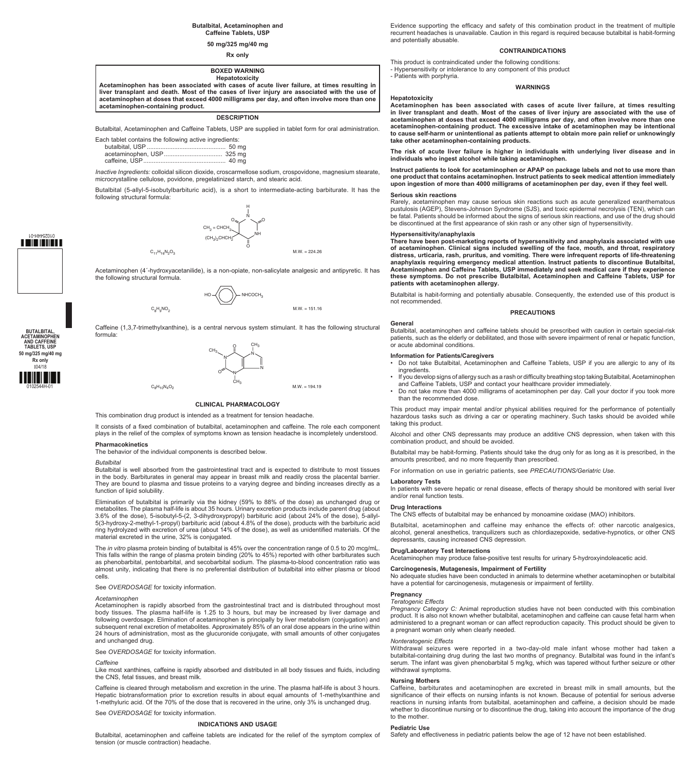# Butalbital, Acetaminophen and Caffeine Tablets, USP

**50 mg/325 mg/40 mg**

**Rx only**

**BOXED WARNING**
**Hepatotoxicity**
**Acetaminophen has been associated with cases of acute liver failure, at times resulting in liver transplant and death. Most of the cases of liver injury are associated with the use of acetaminophen at doses that exceed 4000 milligrams per day, and often involve more than one acetaminophen-containing product.**

## DESCRIPTION

Butalbital, Acetaminophen and Caffeine Tablets, USP are supplied in tablet form for oral administration.

Each tablet contains the following active ingredients:

| | |
|---|---|
| butalbital, USP | 50 mg |
| acetaminophen, USP | 325 mg |
| caffeine, USP | 40 mg |

*Inactive Ingredients:* colloidal silicon dioxide, croscarmellose sodium, crospovidone, magnesium stearate, microcrystalline cellulose, povidone, pregelatinized starch, and stearic acid.

Butalbital (5-allyl-5-isobutylbarbituric acid), is a short to intermediate-acting barbiturate. It has the following structural formula:

$C_{11}H_{16}N_2O_3$ M.W. = 224.26

Acetaminophen (4´-hydroxyacetanilide), is a non-opiate, non-salicylate analgesic and antipyretic. It has the following structural formula.

$C_8H_9NO_2$ M.W. = 151.16

Caffeine (1,3,7-trimethylxanthine), is a central nervous system stimulant. It has the following structural formula:

$C_8H_{10}N_4O_2$ M.W. = 194.19

## CLINICAL PHARMACOLOGY

This combination drug product is intended as a treatment for tension headache.

It consists of a fixed combination of butalbital, acetaminophen and caffeine. The role each component plays in the relief of the complex of symptoms known as tension headache is incompletely understood.

### Pharmacokinetics

The behavior of the individual components is described below.

*Butalbital*

Butalbital is well absorbed from the gastrointestinal tract and is expected to distribute to most tissues in the body. Barbiturates in general may appear in breast milk and readily cross the placental barrier. They are bound to plasma and tissue proteins to a varying degree and binding increases directly as a function of lipid solubility.

Elimination of butalbital is primarily via the kidney (59% to 88% of the dose) as unchanged drug or metabolites. The plasma half-life is about 35 hours. Urinary excretion products include parent drug (about 3.6% of the dose), 5-isobutyl-5-(2, 3-dihydroxypropyl) barbituric acid (about 24% of the dose), 5-allyl-5(3-hydroxy-2-methyl-1-propyl) barbituric acid (about 4.8% of the dose), products with the barbituric acid ring hydrolyzed with excretion of urea (about 14% of the dose), as well as unidentified materials. Of the material excreted in the urine, 32% is conjugated.

The *in vitro* plasma protein binding of butalbital is 45% over the concentration range of 0.5 to 20 mcg/mL. This falls within the range of plasma protein binding (20% to 45%) reported with other barbiturates such as phenobarbital, pentobarbital, and secobarbital sodium. The plasma-to-blood concentration ratio was almost unity, indicating that there is no preferential distribution of butalbital into either plasma or blood cells.

See *OVERDOSAGE* for toxicity information.

*Acetaminophen*

Acetaminophen is rapidly absorbed from the gastrointestinal tract and is distributed throughout most body tissues. The plasma half-life is 1.25 to 3 hours, but may be increased by liver damage and following overdosage. Elimination of acetaminophen is principally by liver metabolism (conjugation) and subsequent renal excretion of metabolites. Approximately 85% of an oral dose appears in the urine within 24 hours of administration, most as the glucuronide conjugate, with small amounts of other conjugates and unchanged drug.

See *OVERDOSAGE* for toxicity information.

*Caffeine*

Like most xanthines, caffeine is rapidly absorbed and distributed in all body tissues and fluids, including the CNS, fetal tissues, and breast milk.

Caffeine is cleared through metabolism and excretion in the urine. The plasma half-life is about 3 hours. Hepatic biotransformation prior to excretion results in about equal amounts of 1-methylxanthine and 1-methyluric acid. Of the 70% of the dose that is recovered in the urine, only 3% is unchanged drug.

See *OVERDOSAGE* for toxicity information.

## INDICATIONS AND USAGE

Butalbital, acetaminophen and caffeine tablets are indicated for the relief of the symptom complex of tension (or muscle contraction) headache.

Evidence supporting the efficacy and safety of this combination product in the treatment of multiple recurrent headaches is unavailable. Caution in this regard is required because butalbital is habit-forming and potentially abusable.

## CONTRAINDICATIONS

This product is contraindicated under the following conditions:
- Hypersensitivity or intolerance to any component of this product
- Patients with porphyria.

## WARNINGS

### Hepatotoxicity

**Acetaminophen has been associated with cases of acute liver failure, at times resulting in liver transplant and death. Most of the cases of liver injury are associated with the use of acetaminophen at doses that exceed 4000 milligrams per day, and often involve more than one acetaminophen-containing product. The excessive intake of acetaminophen may be intentional to cause self-harm or unintentional as patients attempt to obtain more pain relief or unknowingly take other acetaminophen-containing products.**

**The risk of acute liver failure is higher in individuals with underlying liver disease and in individuals who ingest alcohol while taking acetaminophen.**

**Instruct patients to look for acetaminophen or APAP on package labels and not to use more than one product that contains acetaminophen. Instruct patients to seek medical attention immediately upon ingestion of more than 4000 milligrams of acetaminophen per day, even if they feel well.**

### Serious skin reactions

Rarely, acetaminophen may cause serious skin reactions such as acute generalized exanthematous pustulosis (AGEP), Stevens-Johnson Syndrome (SJS), and toxic epidermal necrolysis (TEN), which can be fatal. Patients should be informed about the signs of serious skin reactions, and use of the drug should be discontinued at the first appearance of skin rash or any other sign of hypersensitivity.

### Hypersensitivity/anaphylaxis

**There have been post-marketing reports of hypersensitivity and anaphylaxis associated with use of acetaminophen. Clinical signs included swelling of the face, mouth, and throat, respiratory distress, urticaria, rash, pruritus, and vomiting. There were infrequent reports of life-threatening anaphylaxis requiring emergency medical attention. Instruct patients to discontinue Butalbital, Acetaminophen and Caffeine Tablets, USP immediately and seek medical care if they experience these symptoms. Do not prescribe Butalbital, Acetaminophen and Caffeine Tablets, USP for patients with acetaminophen allergy.**

Butalbital is habit-forming and potentially abusable. Consequently, the extended use of this product is not recommended.

## PRECAUTIONS

### General

Butalbital, acetaminophen and caffeine tablets should be prescribed with caution in certain special-risk patients, such as the elderly or debilitated, and those with severe impairment of renal or hepatic function, or acute abdominal conditions.

### Information for Patients/Caregivers

- Do not take Butalbital, Acetaminophen and Caffeine Tablets, USP if you are allergic to any of its ingredients.
- If you develop signs of allergy such as a rash or difficulty breathing stop taking Butalbital, Acetaminophen and Caffeine Tablets, USP and contact your healthcare provider immediately.
- Do not take more than 4000 milligrams of acetaminophen per day. Call your doctor if you took more than the recommended dose.

This product may impair mental and/or physical abilities required for the performance of potentially hazardous tasks such as driving a car or operating machinery. Such tasks should be avoided while taking this product.

Alcohol and other CNS depressants may produce an additive CNS depression, when taken with this combination product, and should be avoided.

Butalbital may be habit-forming. Patients should take the drug only for as long as it is prescribed, in the amounts prescribed, and no more frequently than prescribed.

For information on use in geriatric patients, see *PRECAUTIONS/Geriatric Use*.

### Laboratory Tests

In patients with severe hepatic or renal disease, effects of therapy should be monitored with serial liver and/or renal function tests.

### Drug Interactions

The CNS effects of butalbital may be enhanced by monoamine oxidase (MAO) inhibitors.

Butalbital, acetaminophen and caffeine may enhance the effects of: other narcotic analgesics, alcohol, general anesthetics, tranquilizers such as chlordiazepoxide, sedative-hypnotics, or other CNS depressants, causing increased CNS depression.

### Drug/Laboratory Test Interactions

Acetaminophen may produce false-positive test results for urinary 5-hydroxyindoleacetic acid.

### Carcinogenesis, Mutagenesis, Impairment of Fertility

No adequate studies have been conducted in animals to determine whether acetaminophen or butalbital have a potential for carcinogenesis, mutagenesis or impairment of fertility.

### Pregnancy

*Teratogenic Effects*

*Pregnancy Category C:* Animal reproduction studies have not been conducted with this combination product. It is also not known whether butalbital, acetaminophen and caffeine can cause fetal harm when administered to a pregnant woman or can affect reproduction capacity. This product should be given to a pregnant woman only when clearly needed.

*Nonteratogenic Effects*

Withdrawal seizures were reported in a two-day-old male infant whose mother had taken a butalbital-containing drug during the last two months of pregnancy. Butalbital was found in the infant's serum. The infant was given phenobarbital 5 mg/kg, which was tapered without further seizure or other withdrawal symptoms.

### Nursing Mothers

Caffeine, barbiturates and acetaminophen are excreted in breast milk in small amounts, but the significance of their effects on nursing infants is not known. Because of potential for serious adverse reactions in nursing infants from butalbital, acetaminophen and caffeine, a decision should be made whether to discontinue nursing or to discontinue the drug, taking into account the importance of the drug to the mother.

### Pediatric Use

Safety and effectiveness in pediatric patients below the age of 12 have not been established.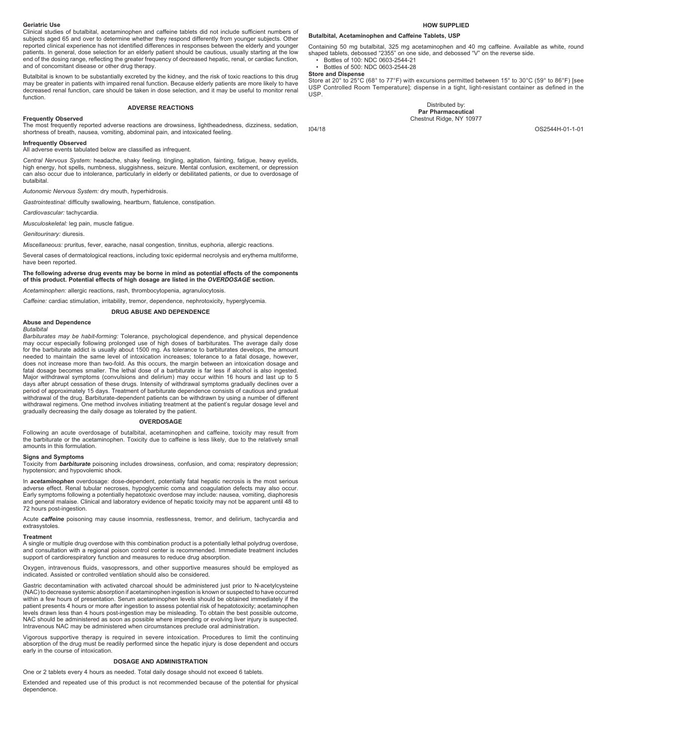**Geriatric Use**

Clinical studies of butalbital, acetaminophen and caffeine tablets did not include sufficient numbers of subjects aged 65 and over to determine whether they respond differently from younger subjects. Other reported clinical experience has not identified differences in responses between the elderly and younger patients. In general, dose selection for an elderly patient should be cautious, usually starting at the low end of the dosing range, reflecting the greater frequency of decreased hepatic, renal, or cardiac function, and of concomitant disease or other drug therapy.

Butalbital is known to be substantially excreted by the kidney, and the risk of toxic reactions to this drug may be greater in patients with impaired renal function. Because elderly patients are more likely to have decreased renal function, care should be taken in dose selection, and it may be useful to monitor renal function.

## ADVERSE REACTIONS

**Frequently Observed**

The most frequently reported adverse reactions are drowsiness, lightheadedness, dizziness, sedation, shortness of breath, nausea, vomiting, abdominal pain, and intoxicated feeling.

**Infrequently Observed**

All adverse events tabulated below are classified as infrequent.

*Central Nervous System:* headache, shaky feeling, tingling, agitation, fainting, fatigue, heavy eyelids, high energy, hot spells, numbness, sluggishness, seizure. Mental confusion, excitement, or depression can also occur due to intolerance, particularly in elderly or debilitated patients, or due to overdosage of butalbital.

*Autonomic Nervous System:* dry mouth, hyperhidrosis.

*Gastrointestinal:* difficulty swallowing, heartburn, flatulence, constipation.

*Cardiovascular:* tachycardia.

*Musculoskeletal:* leg pain, muscle fatigue.

*Genitourinary:* diuresis.

*Miscellaneous:* pruritus, fever, earache, nasal congestion, tinnitus, euphoria, allergic reactions.

Several cases of dermatological reactions, including toxic epidermal necrolysis and erythema multiforme, have been reported.

**The following adverse drug events may be borne in mind as potential effects of the components of this product. Potential effects of high dosage are listed in the *OVERDOSAGE* section.**

*Acetaminophen:* allergic reactions, rash, thrombocytopenia, agranulocytosis.

*Caffeine:* cardiac stimulation, irritability, tremor, dependence, nephrotoxicity, hyperglycemia.

## DRUG ABUSE AND DEPENDENCE

**Abuse and Dependence**

*Butalbital*

*Barbiturates may be habit-forming:* Tolerance, psychological dependence, and physical dependence may occur especially following prolonged use of high doses of barbiturates. The average daily dose for the barbiturate addict is usually about 1500 mg. As tolerance to barbiturates develops, the amount needed to maintain the same level of intoxication increases; tolerance to a fatal dosage, however, does not increase more than two-fold. As this occurs, the margin between an intoxication dosage and fatal dosage becomes smaller. The lethal dose of a barbiturate is far less if alcohol is also ingested. Major withdrawal symptoms (convulsions and delirium) may occur within 16 hours and last up to 5 days after abrupt cessation of these drugs. Intensity of withdrawal symptoms gradually declines over a period of approximately 15 days. Treatment of barbiturate dependence consists of cautious and gradual withdrawal of the drug. Barbiturate-dependent patients can be withdrawn by using a number of different withdrawal regimens. One method involves initiating treatment at the patient's regular dosage level and gradually decreasing the daily dosage as tolerated by the patient.

## OVERDOSAGE

Following an acute overdosage of butalbital, acetaminophen and caffeine, toxicity may result from the barbiturate or the acetaminophen. Toxicity due to caffeine is less likely, due to the relatively small amounts in this formulation.

**Signs and Symptoms**

Toxicity from ***barbiturate*** poisoning includes drowsiness, confusion, and coma; respiratory depression; hypotension; and hypovolemic shock.

In ***acetaminophen*** overdosage: dose-dependent, potentially fatal hepatic necrosis is the most serious adverse effect. Renal tubular necroses, hypoglycemic coma and coagulation defects may also occur. Early symptoms following a potentially hepatotoxic overdose may include: nausea, vomiting, diaphoresis and general malaise. Clinical and laboratory evidence of hepatic toxicity may not be apparent until 48 to 72 hours post-ingestion.

Acute ***caffeine*** poisoning may cause insomnia, restlessness, tremor, and delirium, tachycardia and extrasystoles.

**Treatment**

A single or multiple drug overdose with this combination product is a potentially lethal polydrug overdose, and consultation with a regional poison control center is recommended. Immediate treatment includes support of cardiorespiratory function and measures to reduce drug absorption.

Oxygen, intravenous fluids, vasopressors, and other supportive measures should be employed as indicated. Assisted or controlled ventilation should also be considered.

Gastric decontamination with activated charcoal should be administered just prior to N-acetylcysteine (NAC) to decrease systemic absorption if acetaminophen ingestion is known or suspected to have occurred within a few hours of presentation. Serum acetaminophen levels should be obtained immediately if the patient presents 4 hours or more after ingestion to assess potential risk of hepatotoxicity; acetaminophen levels drawn less than 4 hours post-ingestion may be misleading. To obtain the best possible outcome, NAC should be administered as soon as possible where impending or evolving liver injury is suspected. Intravenous NAC may be administered when circumstances preclude oral administration.

Vigorous supportive therapy is required in severe intoxication. Procedures to limit the continuing absorption of the drug must be readily performed since the hepatic injury is dose dependent and occurs early in the course of intoxication.

## DOSAGE AND ADMINISTRATION

One or 2 tablets every 4 hours as needed. Total daily dosage should not exceed 6 tablets.

Extended and repeated use of this product is not recommended because of the potential for physical dependence.

## HOW SUPPLIED

**Butalbital, Acetaminophen and Caffeine Tablets, USP**

Containing 50 mg butalbital, 325 mg acetaminophen and 40 mg caffeine. Available as white, round shaped tablets, debossed "2355" on one side, and debossed "V" on the reverse side.

- Bottles of 100: NDC 0603-2544-21
- Bottles of 500: NDC 0603-2544-28

**Store and Dispense**

Store at 20° to 25°C (68° to 77°F) with excursions permitted between 15° to 30°C (59° to 86°F) [see USP Controlled Room Temperature]; dispense in a tight, light-resistant container as defined in the USP.

Distributed by:
**Par Pharmaceutical**
Chestnut Ridge, NY 10977

I04/18

OS2544H-01-1-01